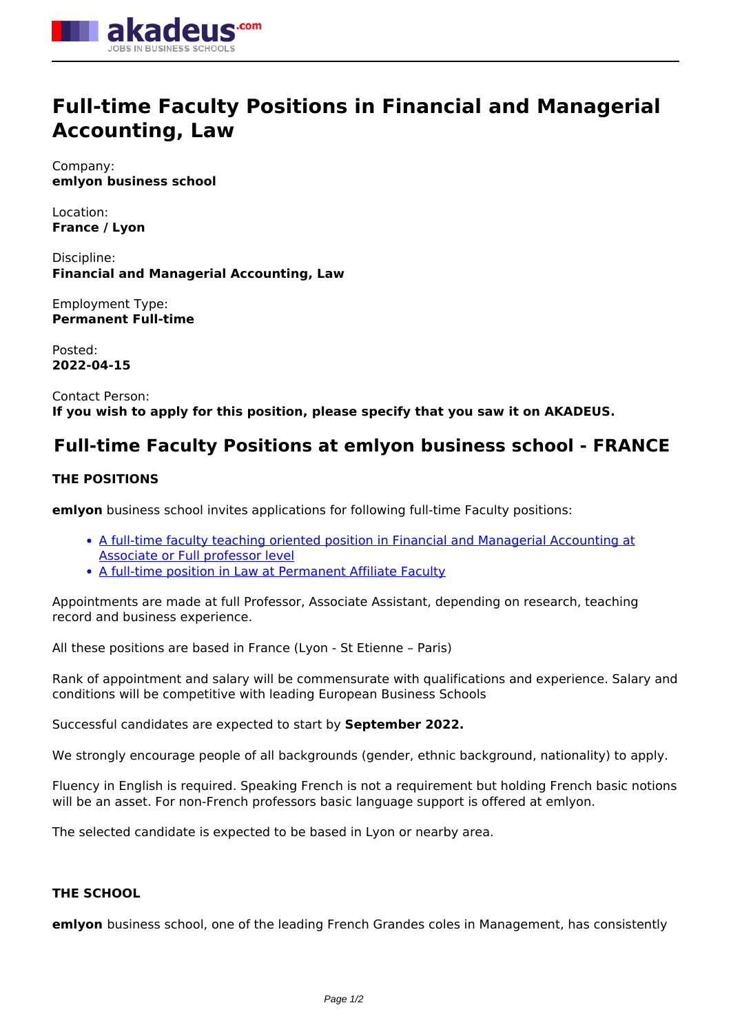# Full-time Faculty Positions in Financial and Managerial Accounting, Law

Company:
**emlyon business school**

Location:
**France / Lyon**

Discipline:
**Financial and Managerial Accounting, Law**

Employment Type:
**Permanent Full-time**

Posted:
**2022-04-15**

Contact Person:
**If you wish to apply for this position, please specify that you saw it on AKADEUS.**

## Full-time Faculty Positions at emlyon business school - FRANCE

**THE POSITIONS**

**emlyon** business school invites applications for following full-time Faculty positions:

- A full-time faculty teaching oriented position in Financial and Managerial Accounting at Associate or Full professor level
- A full-time position in Law at Permanent Affiliate Faculty

Appointments are made at full Professor, Associate Assistant, depending on research, teaching record and business experience.

All these positions are based in France (Lyon - St Etienne – Paris)

Rank of appointment and salary will be commensurate with qualifications and experience. Salary and conditions will be competitive with leading European Business Schools

Successful candidates are expected to start by **September 2022.**

We strongly encourage people of all backgrounds (gender, ethnic background, nationality) to apply.

Fluency in English is required. Speaking French is not a requirement but holding French basic notions will be an asset. For non-French professors basic language support is offered at emlyon.

The selected candidate is expected to be based in Lyon or nearby area.

**THE SCHOOL**

**emlyon** business school, one of the leading French Grandes coles in Management, has consistently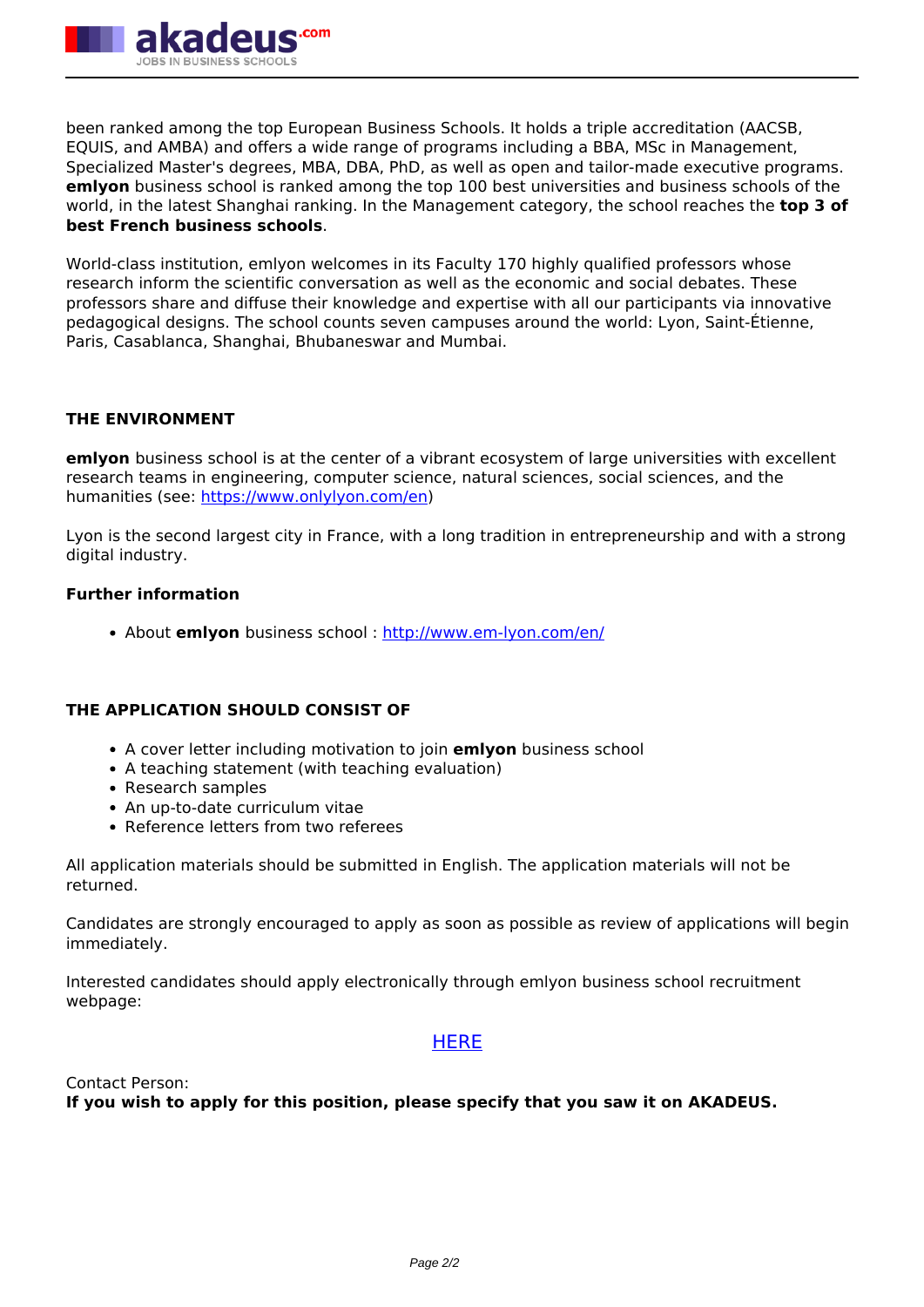been ranked among the top European Business Schools. It holds a triple accreditation (AACSB, EQUIS, and AMBA) and offers a wide range of programs including a BBA, MSc in Management, Specialized Master's degrees, MBA, DBA, PhD, as well as open and tailor-made executive programs. **emlyon** business school is ranked among the top 100 best universities and business schools of the world, in the latest Shanghai ranking. In the Management category, the school reaches the **top 3 of best French business schools**.

World-class institution, emlyon welcomes in its Faculty 170 highly qualified professors whose research inform the scientific conversation as well as the economic and social debates. These professors share and diffuse their knowledge and expertise with all our participants via innovative pedagogical designs. The school counts seven campuses around the world: Lyon, Saint-Étienne, Paris, Casablanca, Shanghai, Bhubaneswar and Mumbai.

**THE ENVIRONMENT**

**emlyon** business school is at the center of a vibrant ecosystem of large universities with excellent research teams in engineering, computer science, natural sciences, social sciences, and the humanities (see: [https://www.onlylyon.com/en](https://www.onlylyon.com/en))

Lyon is the second largest city in France, with a long tradition in entrepreneurship and with a strong digital industry.

**Further information**

- About **emlyon** business school : [http://www.em-lyon.com/en/](http://www.em-lyon.com/en/)

**THE APPLICATION SHOULD CONSIST OF**

- A cover letter including motivation to join **emlyon** business school
- A teaching statement (with teaching evaluation)
- Research samples
- An up-to-date curriculum vitae
- Reference letters from two referees

All application materials should be submitted in English. The application materials will not be returned.

Candidates are strongly encouraged to apply as soon as possible as review of applications will begin immediately.

Interested candidates should apply electronically through emlyon business school recruitment webpage:

HERE

Contact Person:
**If you wish to apply for this position, please specify that you saw it on AKADEUS.**